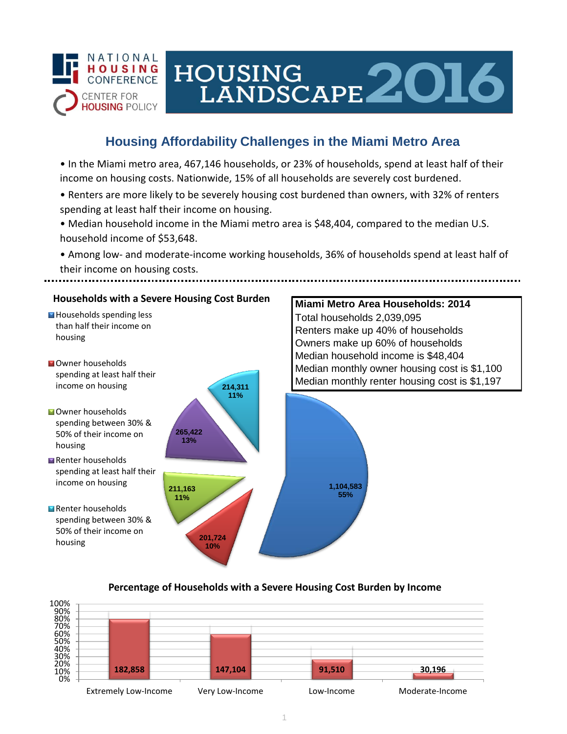NATIONAL HOUSING CONFERENCE

CENTER FOR HOUSING POLICY

# HOUSING LANDSCAPE 2016

## Housing Affordability Challenges in the Miami Metro Area

- In the Miami metro area, 467,146 households, or 23% of households, spend at least half of their income on housing costs. Nationwide, 15% of all households are severely cost burdened.
- Renters are more likely to be severely housing cost burdened than owners, with 32% of renters spending at least half their income on housing.
- Median household income in the Miami metro area is $48,404, compared to the median U.S. household income of $53,648.
- Among low- and moderate-income working households, 36% of households spend at least half of their income on housing costs.

### Households with a Severe Housing Cost Burden

| Category | Households | Percent |
| --- | --- | --- |
| Households spending less than half their income on housing | 1,104,583 | 55% |
| Owner households spending at least half their income on housing | 201,724 | 10% |
| Owner households spending between 30% & 50% of their income on housing | 211,163 | 11% |
| Renter households spending at least half their income on housing | 265,422 | 13% |
| Renter households spending between 30% & 50% of their income on housing | 214,311 | 11% |

### Miami Metro Area Households: 2014

Total households 2,039,095
Renters make up 40% of households
Owners make up 60% of households
Median household income is $48,404
Median monthly owner housing cost is $1,100
Median monthly renter housing cost is $1,197

### Percentage of Households with a Severe Housing Cost Burden by Income

| Income Group | Households |
| --- | --- |
| Extremely Low-Income | 182,858 |
| Very Low-Income | 147,104 |
| Low-Income | 91,510 |
| Moderate-Income | 30,196 |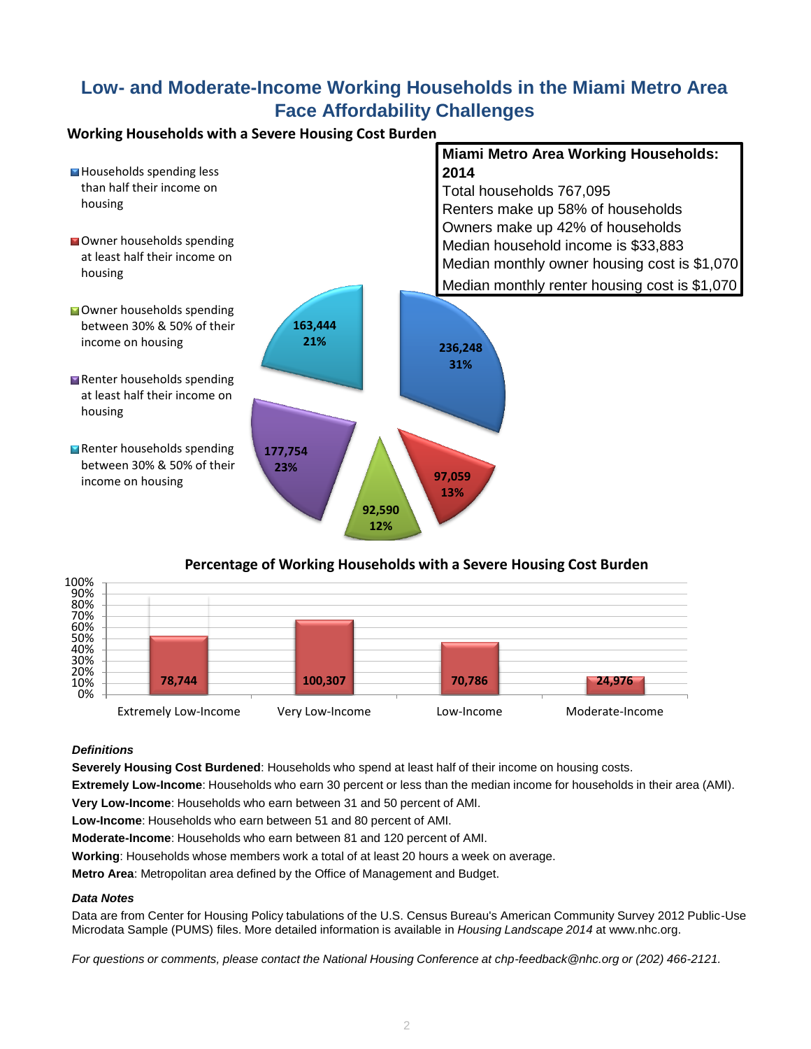# Low- and Moderate-Income Working Households in the Miami Metro Area Face Affordability Challenges

## Working Households with a Severe Housing Cost Burden

Households spending less than half their income on housing

Owner households spending at least half their income on housing

Owner households spending between 30% & 50% of their income on housing

Renter households spending at least half their income on housing

Renter households spending between 30% & 50% of their income on housing

163,444
21%

236,248
31%

97,059
13%

92,590
12%

177,754
23%

**Miami Metro Area Working Households: 2014**
Total households 767,095
Renters make up 58% of households
Owners make up 42% of households
Median household income is $33,883
Median monthly owner housing cost is $1,070
Median monthly renter housing cost is $1,070

## Percentage of Working Households with a Severe Housing Cost Burden

100%
90%
80%
70%
60%
50%
40%
30%
20%
10%
0%

78,744
100,307
70,786
24,976

Extremely Low-Income
Very Low-Income
Low-Income
Moderate-Income

### *Definitions*

**Severely Housing Cost Burdened**: Households who spend at least half of their income on housing costs.

**Extremely Low-Income**: Households who earn 30 percent or less than the median income for households in their area (AMI).

**Very Low-Income**: Households who earn between 31 and 50 percent of AMI.

**Low-Income**: Households who earn between 51 and 80 percent of AMI.

**Moderate-Income**: Households who earn between 81 and 120 percent of AMI.

**Working**: Households whose members work a total of at least 20 hours a week on average.

**Metro Area**: Metropolitan area defined by the Office of Management and Budget.

### *Data Notes*

Data are from Center for Housing Policy tabulations of the U.S. Census Bureau's American Community Survey 2012 Public-Use Microdata Sample (PUMS) files. More detailed information is available in *Housing Landscape 2014* at www.nhc.org.

*For questions or comments, please contact the National Housing Conference at chp-feedback@nhc.org or (202) 466-2121.*